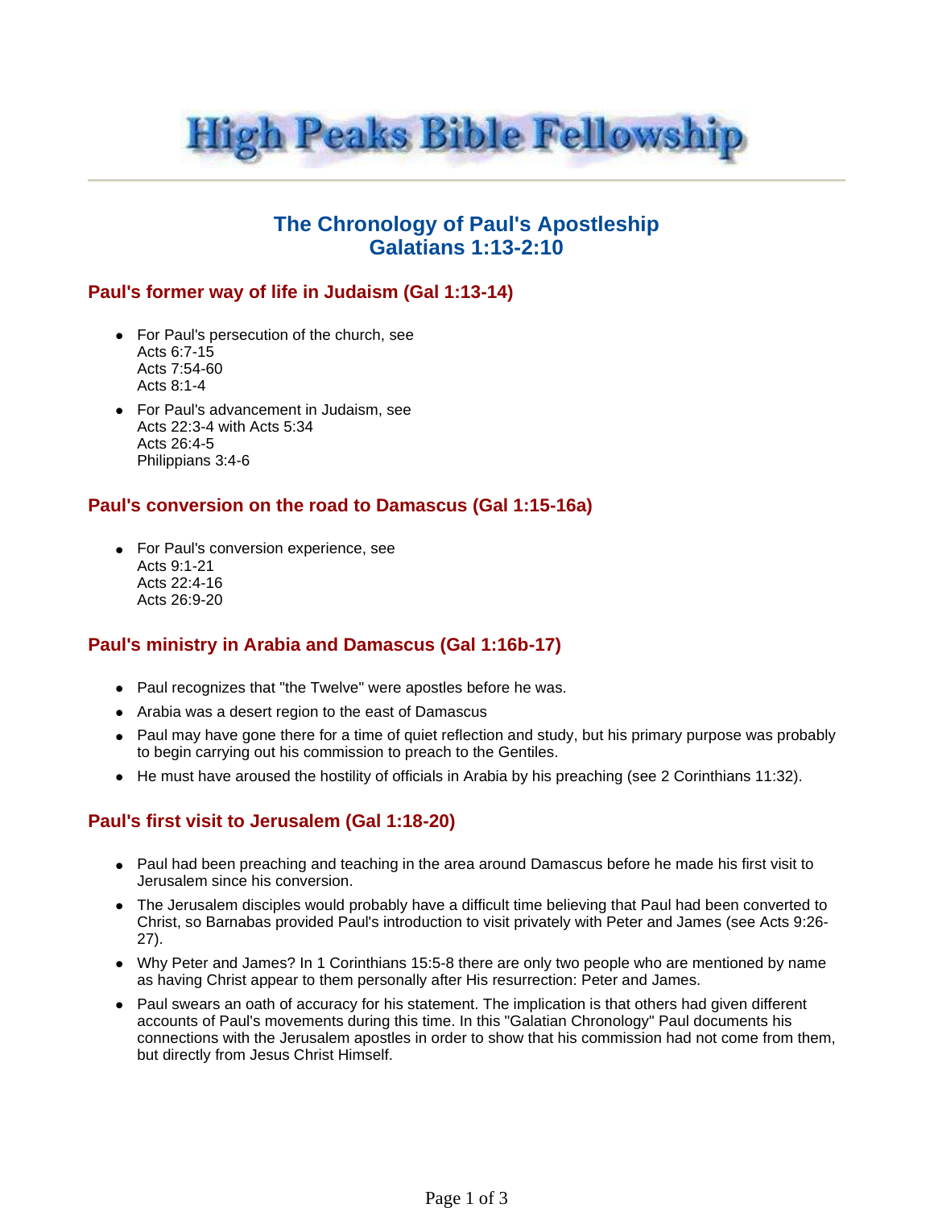# High Peaks Bible Fellowship

## The Chronology of Paul's Apostleship
## Galatians 1:13-2:10

### Paul's former way of life in Judaism (Gal 1:13-14)

- For Paul's persecution of the church, see
  Acts 6:7-15
  Acts 7:54-60
  Acts 8:1-4
- For Paul's advancement in Judaism, see
  Acts 22:3-4 with Acts 5:34
  Acts 26:4-5
  Philippians 3:4-6

### Paul's conversion on the road to Damascus (Gal 1:15-16a)

- For Paul's conversion experience, see
  Acts 9:1-21
  Acts 22:4-16
  Acts 26:9-20

### Paul's ministry in Arabia and Damascus (Gal 1:16b-17)

- Paul recognizes that "the Twelve" were apostles before he was.
- Arabia was a desert region to the east of Damascus
- Paul may have gone there for a time of quiet reflection and study, but his primary purpose was probably to begin carrying out his commission to preach to the Gentiles.
- He must have aroused the hostility of officials in Arabia by his preaching (see 2 Corinthians 11:32).

### Paul's first visit to Jerusalem (Gal 1:18-20)

- Paul had been preaching and teaching in the area around Damascus before he made his first visit to Jerusalem since his conversion.
- The Jerusalem disciples would probably have a difficult time believing that Paul had been converted to Christ, so Barnabas provided Paul's introduction to visit privately with Peter and James (see Acts 9:26-27).
- Why Peter and James? In 1 Corinthians 15:5-8 there are only two people who are mentioned by name as having Christ appear to them personally after His resurrection: Peter and James.
- Paul swears an oath of accuracy for his statement. The implication is that others had given different accounts of Paul's movements during this time. In this "Galatian Chronology" Paul documents his connections with the Jerusalem apostles in order to show that his commission had not come from them, but directly from Jesus Christ Himself.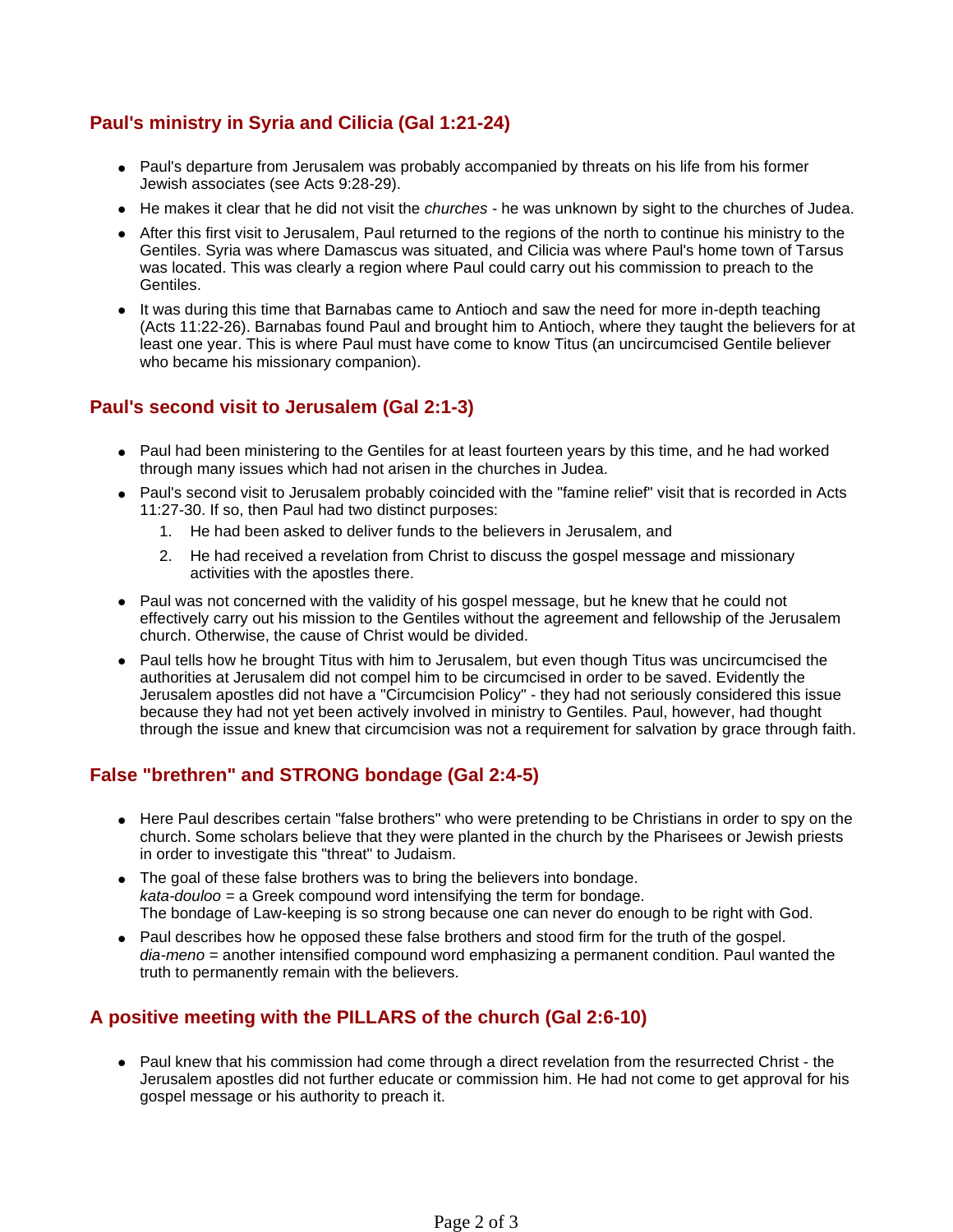## Paul's ministry in Syria and Cilicia (Gal 1:21-24)

- Paul's departure from Jerusalem was probably accompanied by threats on his life from his former Jewish associates (see Acts 9:28-29).
- He makes it clear that he did not visit the *churches* - he was unknown by sight to the churches of Judea.
- After this first visit to Jerusalem, Paul returned to the regions of the north to continue his ministry to the Gentiles. Syria was where Damascus was situated, and Cilicia was where Paul's home town of Tarsus was located. This was clearly a region where Paul could carry out his commission to preach to the Gentiles.
- It was during this time that Barnabas came to Antioch and saw the need for more in-depth teaching (Acts 11:22-26). Barnabas found Paul and brought him to Antioch, where they taught the believers for at least one year. This is where Paul must have come to know Titus (an uncircumcised Gentile believer who became his missionary companion).

## Paul's second visit to Jerusalem (Gal 2:1-3)

- Paul had been ministering to the Gentiles for at least fourteen years by this time, and he had worked through many issues which had not arisen in the churches in Judea.
- Paul's second visit to Jerusalem probably coincided with the "famine relief" visit that is recorded in Acts 11:27-30. If so, then Paul had two distinct purposes:
  1. He had been asked to deliver funds to the believers in Jerusalem, and
  2. He had received a revelation from Christ to discuss the gospel message and missionary activities with the apostles there.
- Paul was not concerned with the validity of his gospel message, but he knew that he could not effectively carry out his mission to the Gentiles without the agreement and fellowship of the Jerusalem church. Otherwise, the cause of Christ would be divided.
- Paul tells how he brought Titus with him to Jerusalem, but even though Titus was uncircumcised the authorities at Jerusalem did not compel him to be circumcised in order to be saved. Evidently the Jerusalem apostles did not have a "Circumcision Policy" - they had not seriously considered this issue because they had not yet been actively involved in ministry to Gentiles. Paul, however, had thought through the issue and knew that circumcision was not a requirement for salvation by grace through faith.

## False "brethren" and STRONG bondage (Gal 2:4-5)

- Here Paul describes certain "false brothers" who were pretending to be Christians in order to spy on the church. Some scholars believe that they were planted in the church by the Pharisees or Jewish priests in order to investigate this "threat" to Judaism.
- The goal of these false brothers was to bring the believers into bondage.  
  *kata-douloo* = a Greek compound word intensifying the term for bondage.  
  The bondage of Law-keeping is so strong because one can never do enough to be right with God.
- Paul describes how he opposed these false brothers and stood firm for the truth of the gospel.  
  *dia-meno* = another intensified compound word emphasizing a permanent condition. Paul wanted the truth to permanently remain with the believers.

## A positive meeting with the PILLARS of the church (Gal 2:6-10)

- Paul knew that his commission had come through a direct revelation from the resurrected Christ - the Jerusalem apostles did not further educate or commission him. He had not come to get approval for his gospel message or his authority to preach it.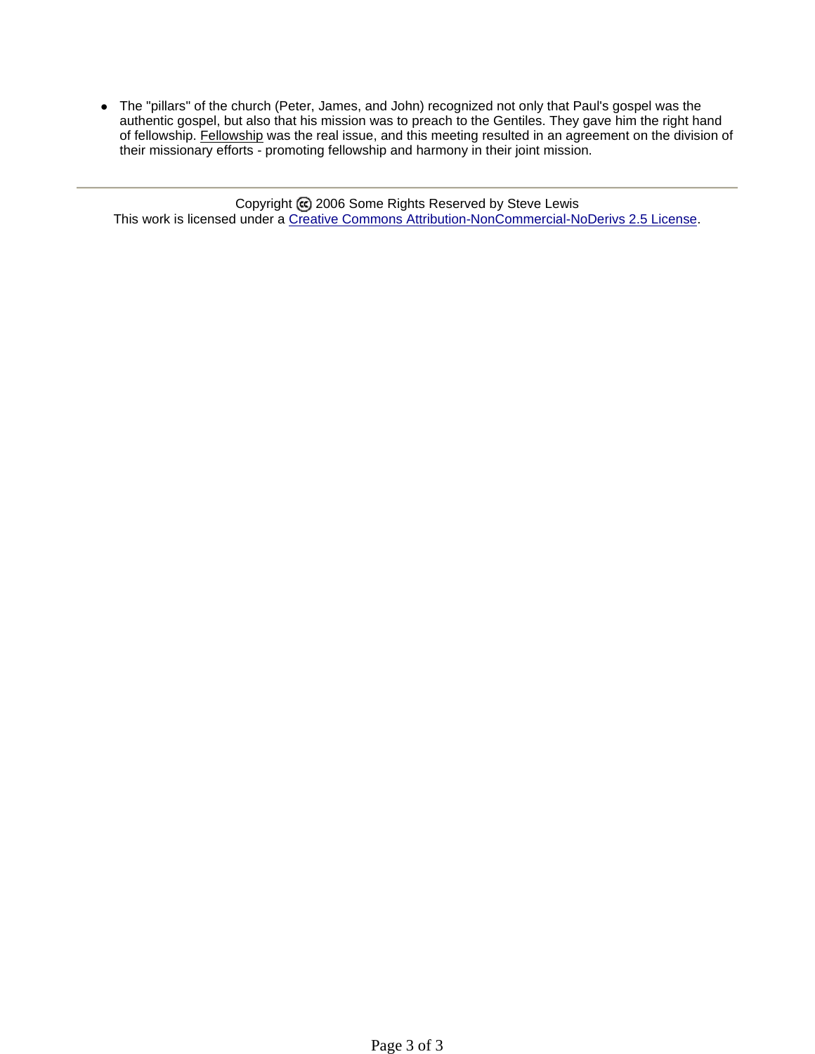- The "pillars" of the church (Peter, James, and John) recognized not only that Paul's gospel was the authentic gospel, but also that his mission was to preach to the Gentiles. They gave him the right hand of fellowship. Fellowship was the real issue, and this meeting resulted in an agreement on the division of their missionary efforts - promoting fellowship and harmony in their joint mission.

---

Copyright ⓒ 2006 Some Rights Reserved by Steve Lewis
This work is licensed under a Creative Commons Attribution-NonCommercial-NoDerivs 2.5 License.